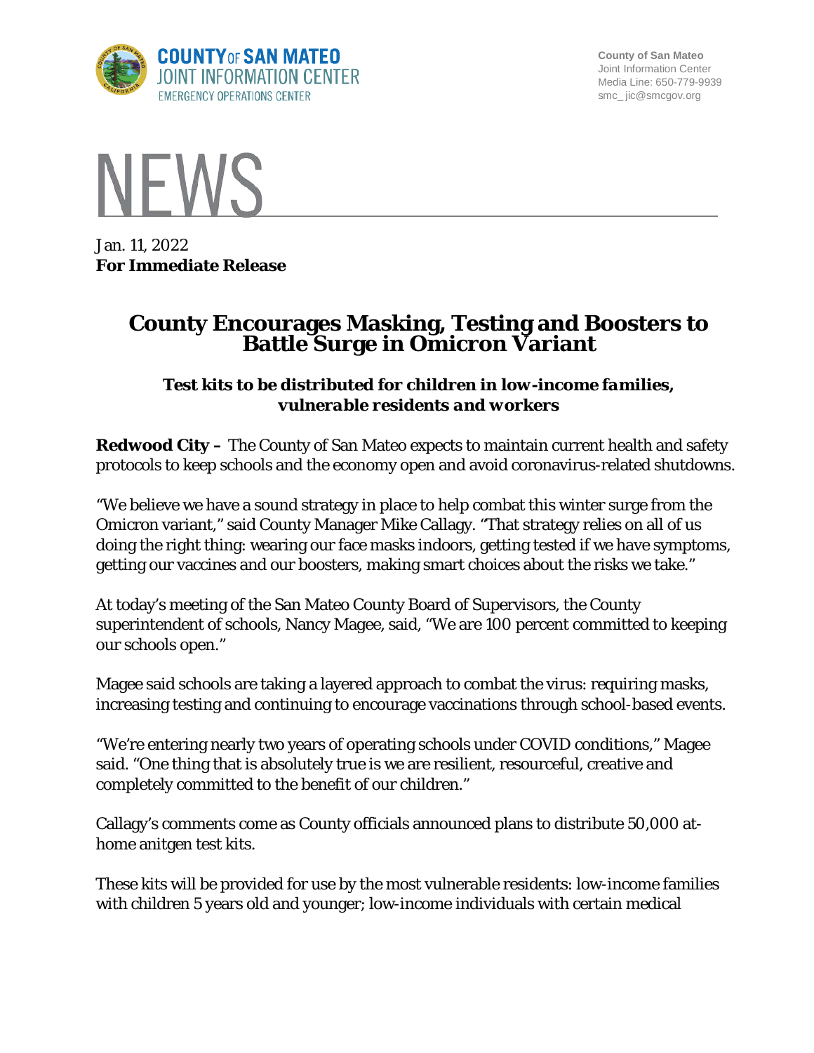COUNTY OF SAN MATEO
JOINT INFORMATION CENTER
EMERGENCY OPERATIONS CENTER

County of San Mateo
Joint Information Center
Media Line: 650-779-9939
smc_ jic@smcgov.org

# NEWS

Jan. 11, 2022
**For Immediate Release**

# County Encourages Masking, Testing and Boosters to Battle Surge in Omicron Variant

### *Test kits to be distributed for children in low-income families, vulnerable residents and workers*

**Redwood City –** The County of San Mateo expects to maintain current health and safety protocols to keep schools and the economy open and avoid coronavirus-related shutdowns.

"We believe we have a sound strategy in place to help combat this winter surge from the Omicron variant," said County Manager Mike Callagy. "That strategy relies on all of us doing the right thing: wearing our face masks indoors, getting tested if we have symptoms, getting our vaccines and our boosters, making smart choices about the risks we take."

At today's meeting of the San Mateo County Board of Supervisors, the County superintendent of schools, Nancy Magee, said, "We are 100 percent committed to keeping our schools open."

Magee said schools are taking a layered approach to combat the virus: requiring masks, increasing testing and continuing to encourage vaccinations through school-based events.

"We're entering nearly two years of operating schools under COVID conditions," Magee said. "One thing that is absolutely true is we are resilient, resourceful, creative and completely committed to the benefit of our children."

Callagy's comments come as County officials announced plans to distribute 50,000 at-home anitgen test kits.

These kits will be provided for use by the most vulnerable residents: low-income families with children 5 years old and younger; low-income individuals with certain medical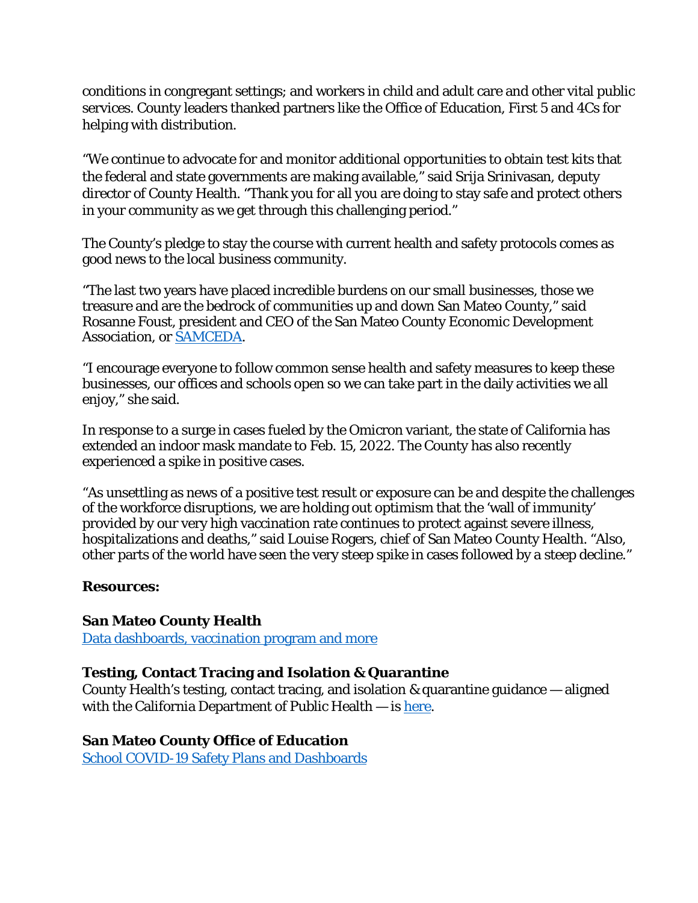conditions in congregant settings; and workers in child and adult care and other vital public services. County leaders thanked partners like the Office of Education, First 5 and 4Cs for helping with distribution.

"We continue to advocate for and monitor additional opportunities to obtain test kits that the federal and state governments are making available," said Srija Srinivasan, deputy director of County Health. "Thank you for all you are doing to stay safe and protect others in your community as we get through this challenging period."

The County's pledge to stay the course with current health and safety protocols comes as good news to the local business community.

"The last two years have placed incredible burdens on our small businesses, those we treasure and are the bedrock of communities up and down San Mateo County," said Rosanne Foust, president and CEO of the San Mateo County Economic Development Association, or SAMCEDA.

"I encourage everyone to follow common sense health and safety measures to keep these businesses, our offices and schools open so we can take part in the daily activities we all enjoy," she said.

In response to a surge in cases fueled by the Omicron variant, the state of California has extended an indoor mask mandate to Feb. 15, 2022. The County has also recently experienced a spike in positive cases.

"As unsettling as news of a positive test result or exposure can be and despite the challenges of the workforce disruptions, we are holding out optimism that the 'wall of immunity' provided by our very high vaccination rate continues to protect against severe illness, hospitalizations and deaths," said Louise Rogers, chief of San Mateo County Health. "Also, other parts of the world have seen the very steep spike in cases followed by a steep decline."

**Resources:**

**San Mateo County Health**
Data dashboards, vaccination program and more

**Testing, Contact Tracing and Isolation & Quarantine**
County Health's testing, contact tracing, and isolation & quarantine guidance — aligned with the California Department of Public Health — is here.

**San Mateo County Office of Education**
School COVID-19 Safety Plans and Dashboards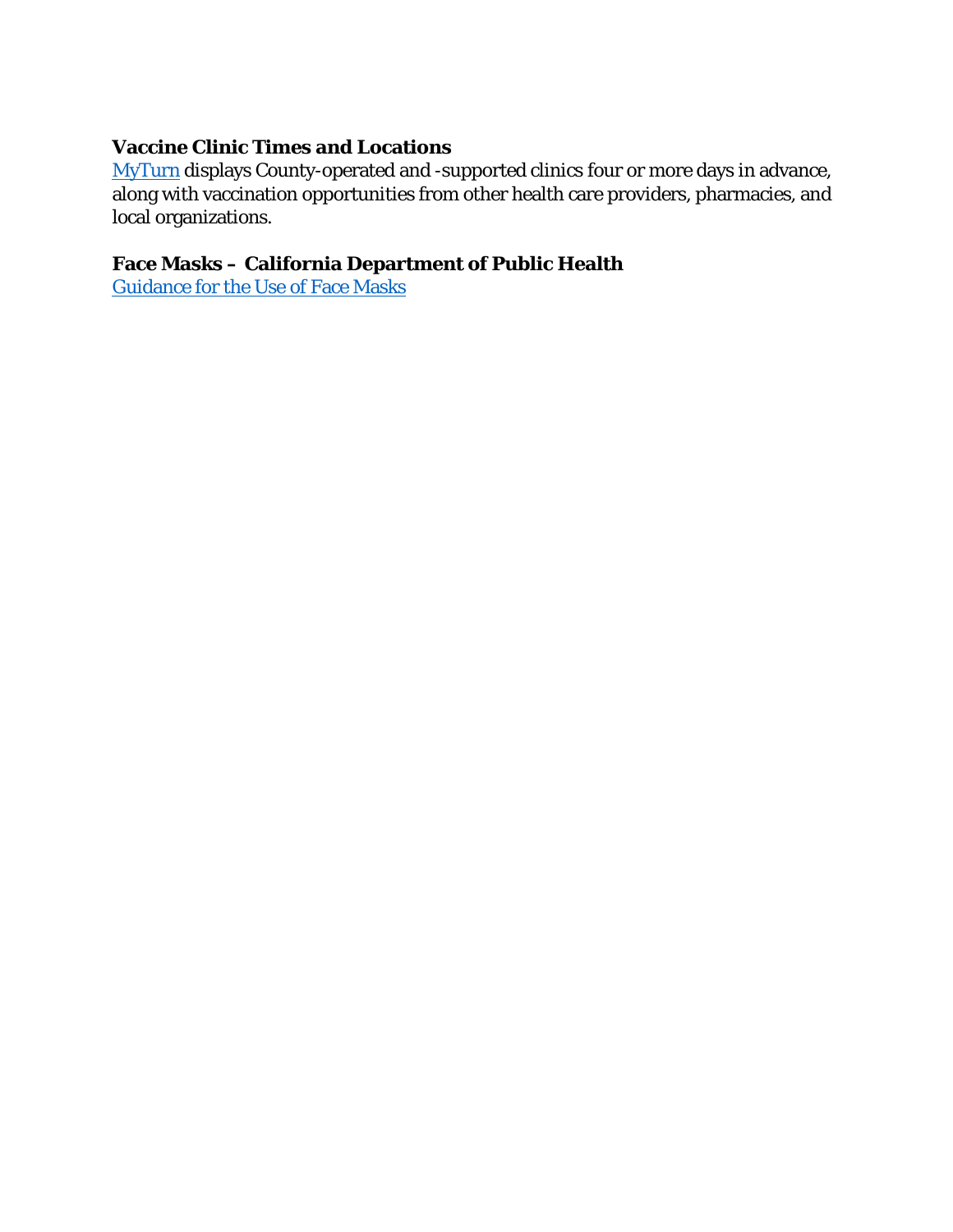**Vaccine Clinic Times and Locations**

[MyTurn](MyTurn) displays County-operated and -supported clinics four or more days in advance, along with vaccination opportunities from other health care providers, pharmacies, and local organizations.

**Face Masks – California Department of Public Health**

[Guidance for the Use of Face Masks](Guidance for the Use of Face Masks)